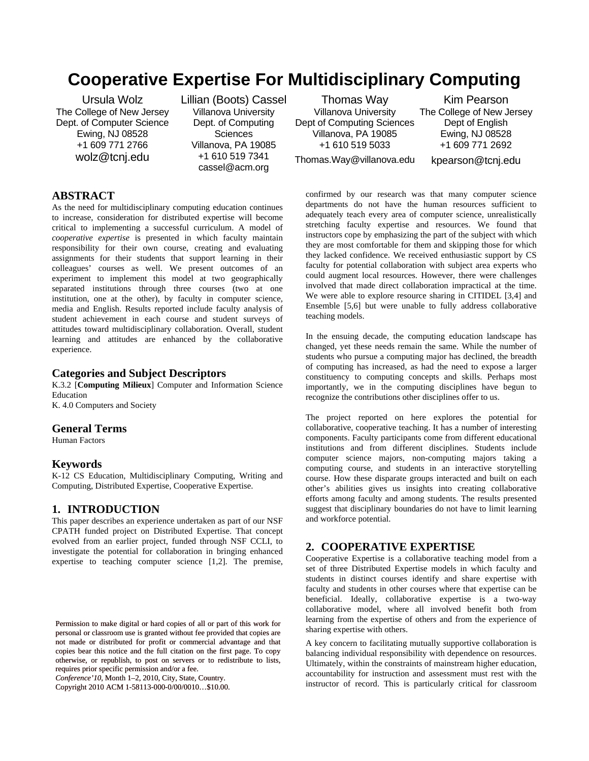# Cooperative Expertise For Multidisciplinary Computing

Ursula Wolz
The College of New Jersey
Dept. of Computer Science
Ewing, NJ 08528
+1 609 771 2766
wolz@tcnj.edu

Lillian (Boots) Cassel
Villanova University
Dept. of Computing Sciences
Villanova, PA 19085
+1 610 519 7341
cassel@acm.org

Thomas Way
Villanova University
Dept of Computing Sciences
Villanova, PA 19085
+1 610 519 5033
Thomas.Way@villanova.edu

Kim Pearson
The College of New Jersey
Dept of English
Ewing, NJ 08528
+1 609 771 2692
kpearson@tcnj.edu

## ABSTRACT

As the need for multidisciplinary computing education continues to increase, consideration for distributed expertise will become critical to implementing a successful curriculum. A model of *cooperative expertise* is presented in which faculty maintain responsibility for their own course, creating and evaluating assignments for their students that support learning in their colleagues' courses as well. We present outcomes of an experiment to implement this model at two geographically separated institutions through three courses (two at one institution, one at the other), by faculty in computer science, media and English. Results reported include faculty analysis of student achievement in each course and student surveys of attitudes toward multidisciplinary collaboration. Overall, student learning and attitudes are enhanced by the collaborative experience.

### Categories and Subject Descriptors

K.3.2 [**Computing Milieux**] Computer and Information Science Education
K. 4.0 Computers and Society

### General Terms

Human Factors

### Keywords

K-12 CS Education, Multidisciplinary Computing, Writing and Computing, Distributed Expertise, Cooperative Expertise.

## 1. INTRODUCTION

This paper describes an experience undertaken as part of our NSF CPATH funded project on Distributed Expertise. That concept evolved from an earlier project, funded through NSF CCLI, to investigate the potential for collaboration in bringing enhanced expertise to teaching computer science [1,2]. The premise, confirmed by our research was that many computer science departments do not have the human resources sufficient to adequately teach every area of computer science, unrealistically stretching faculty expertise and resources. We found that instructors cope by emphasizing the part of the subject with which they are most comfortable for them and skipping those for which they lacked confidence. We received enthusiastic support by CS faculty for potential collaboration with subject area experts who could augment local resources. However, there were challenges involved that made direct collaboration impractical at the time. We were able to explore resource sharing in CITIDEL [3,4] and Ensemble [5,6] but were unable to fully address collaborative teaching models.

In the ensuing decade, the computing education landscape has changed, yet these needs remain the same. While the number of students who pursue a computing major has declined, the breadth of computing has increased, as had the need to expose a larger constituency to computing concepts and skills. Perhaps most importantly, we in the computing disciplines have begun to recognize the contributions other disciplines offer to us.

The project reported on here explores the potential for collaborative, cooperative teaching. It has a number of interesting components. Faculty participants come from different educational institutions and from different disciplines. Students include computer science majors, non-computing majors taking a computing course, and students in an interactive storytelling course. How these disparate groups interacted and built on each other's abilities gives us insights into creating collaborative efforts among faculty and among students. The results presented suggest that disciplinary boundaries do not have to limit learning and workforce potential.

## 2. COOPERATIVE EXPERTISE

Cooperative Expertise is a collaborative teaching model from a set of three Distributed Expertise models in which faculty and students in distinct courses identify and share expertise with faculty and students in other courses where that expertise can be beneficial. Ideally, collaborative expertise is a two-way collaborative model, where all involved benefit both from learning from the expertise of others and from the experience of sharing expertise with others.

A key concern to facilitating mutually supportive collaboration is balancing individual responsibility with dependence on resources. Ultimately, within the constraints of mainstream higher education, accountability for instruction and assessment must rest with the instructor of record. This is particularly critical for classroom

Permission to make digital or hard copies of all or part of this work for personal or classroom use is granted without fee provided that copies are not made or distributed for profit or commercial advantage and that copies bear this notice and the full citation on the first page. To copy otherwise, or republish, to post on servers or to redistribute to lists, requires prior specific permission and/or a fee.
*Conference'10*, Month 1–2, 2010, City, State, Country.
Copyright 2010 ACM 1-58113-000-0/00/0010…$10.00.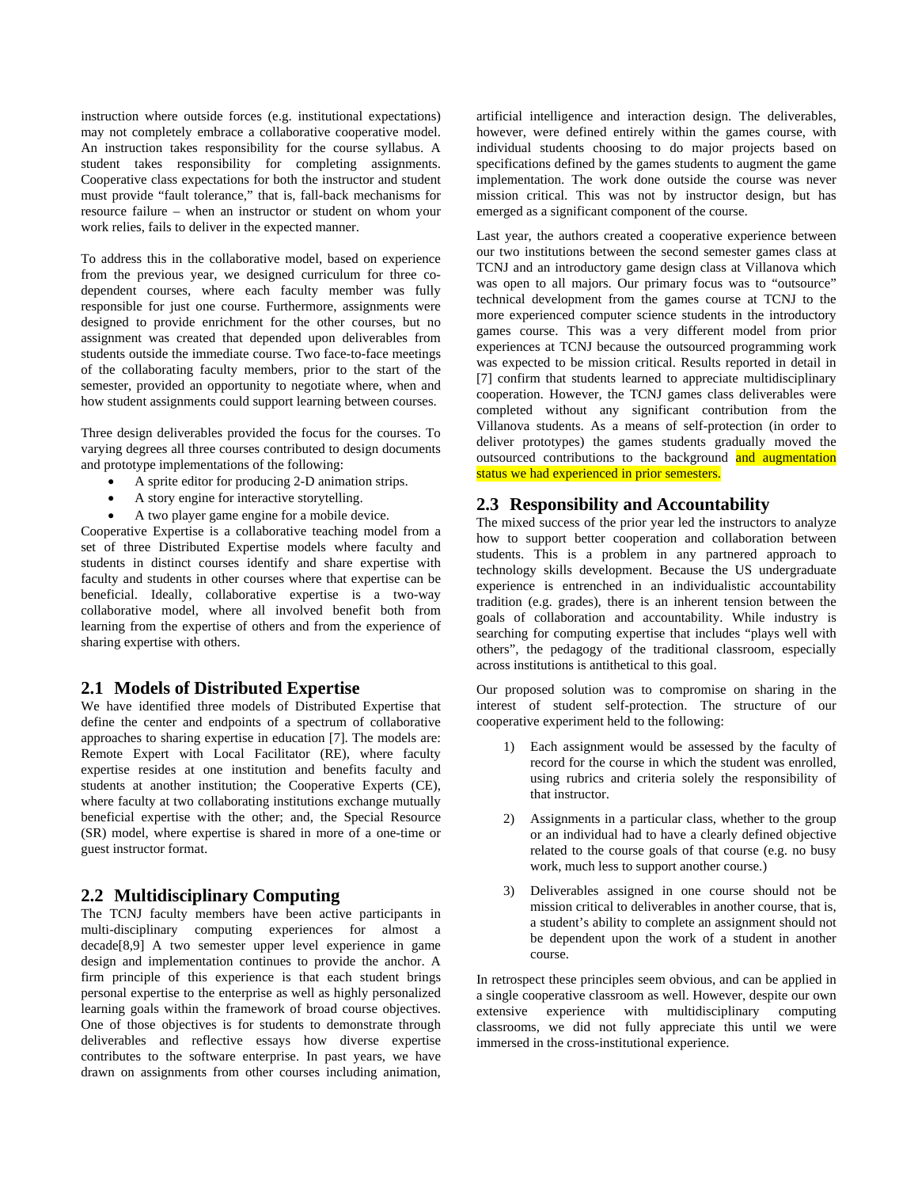instruction where outside forces (e.g. institutional expectations) may not completely embrace a collaborative cooperative model. An instruction takes responsibility for the course syllabus. A student takes responsibility for completing assignments. Cooperative class expectations for both the instructor and student must provide "fault tolerance," that is, fall-back mechanisms for resource failure – when an instructor or student on whom your work relies, fails to deliver in the expected manner.

To address this in the collaborative model, based on experience from the previous year, we designed curriculum for three co-dependent courses, where each faculty member was fully responsible for just one course. Furthermore, assignments were designed to provide enrichment for the other courses, but no assignment was created that depended upon deliverables from students outside the immediate course. Two face-to-face meetings of the collaborating faculty members, prior to the start of the semester, provided an opportunity to negotiate where, when and how student assignments could support learning between courses.

Three design deliverables provided the focus for the courses. To varying degrees all three courses contributed to design documents and prototype implementations of the following:

- A sprite editor for producing 2-D animation strips.
- A story engine for interactive storytelling.
- A two player game engine for a mobile device.

Cooperative Expertise is a collaborative teaching model from a set of three Distributed Expertise models where faculty and students in distinct courses identify and share expertise with faculty and students in other courses where that expertise can be beneficial. Ideally, collaborative expertise is a two-way collaborative model, where all involved benefit both from learning from the expertise of others and from the experience of sharing expertise with others.

## 2.1 Models of Distributed Expertise

We have identified three models of Distributed Expertise that define the center and endpoints of a spectrum of collaborative approaches to sharing expertise in education [7]. The models are: Remote Expert with Local Facilitator (RE), where faculty expertise resides at one institution and benefits faculty and students at another institution; the Cooperative Experts (CE), where faculty at two collaborating institutions exchange mutually beneficial expertise with the other; and, the Special Resource (SR) model, where expertise is shared in more of a one-time or guest instructor format.

## 2.2 Multidisciplinary Computing

The TCNJ faculty members have been active participants in multi-disciplinary computing experiences for almost a decade[8,9] A two semester upper level experience in game design and implementation continues to provide the anchor. A firm principle of this experience is that each student brings personal expertise to the enterprise as well as highly personalized learning goals within the framework of broad course objectives. One of those objectives is for students to demonstrate through deliverables and reflective essays how diverse expertise contributes to the software enterprise. In past years, we have drawn on assignments from other courses including animation, artificial intelligence and interaction design. The deliverables, however, were defined entirely within the games course, with individual students choosing to do major projects based on specifications defined by the games students to augment the game implementation. The work done outside the course was never mission critical. This was not by instructor design, but has emerged as a significant component of the course.

Last year, the authors created a cooperative experience between our two institutions between the second semester games class at TCNJ and an introductory game design class at Villanova which was open to all majors. Our primary focus was to "outsource" technical development from the games course at TCNJ to the more experienced computer science students in the introductory games course. This was a very different model from prior experiences at TCNJ because the outsourced programming work was expected to be mission critical. Results reported in detail in [7] confirm that students learned to appreciate multidisciplinary cooperation. However, the TCNJ games class deliverables were completed without any significant contribution from the Villanova students. As a means of self-protection (in order to deliver prototypes) the games students gradually moved the outsourced contributions to the background and augmentation status we had experienced in prior semesters.

## 2.3 Responsibility and Accountability

The mixed success of the prior year led the instructors to analyze how to support better cooperation and collaboration between students. This is a problem in any partnered approach to technology skills development. Because the US undergraduate experience is entrenched in an individualistic accountability tradition (e.g. grades), there is an inherent tension between the goals of collaboration and accountability. While industry is searching for computing expertise that includes "plays well with others", the pedagogy of the traditional classroom, especially across institutions is antithetical to this goal.

Our proposed solution was to compromise on sharing in the interest of student self-protection. The structure of our cooperative experiment held to the following:

1) Each assignment would be assessed by the faculty of record for the course in which the student was enrolled, using rubrics and criteria solely the responsibility of that instructor.

2) Assignments in a particular class, whether to the group or an individual had to have a clearly defined objective related to the course goals of that course (e.g. no busy work, much less to support another course.)

3) Deliverables assigned in one course should not be mission critical to deliverables in another course, that is, a student's ability to complete an assignment should not be dependent upon the work of a student in another course.

In retrospect these principles seem obvious, and can be applied in a single cooperative classroom as well. However, despite our own extensive experience with multidisciplinary computing classrooms, we did not fully appreciate this until we were immersed in the cross-institutional experience.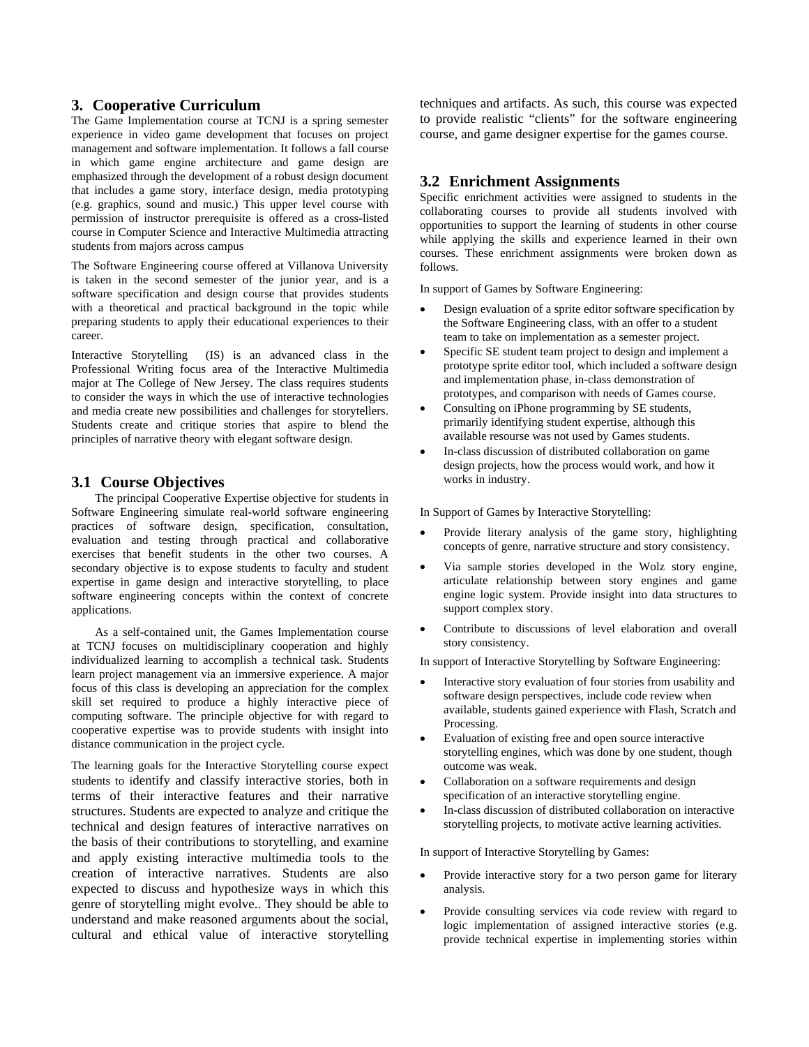## 3. Cooperative Curriculum

The Game Implementation course at TCNJ is a spring semester experience in video game development that focuses on project management and software implementation. It follows a fall course in which game engine architecture and game design are emphasized through the development of a robust design document that includes a game story, interface design, media prototyping (e.g. graphics, sound and music.) This upper level course with permission of instructor prerequisite is offered as a cross-listed course in Computer Science and Interactive Multimedia attracting students from majors across campus

The Software Engineering course offered at Villanova University is taken in the second semester of the junior year, and is a software specification and design course that provides students with a theoretical and practical background in the topic while preparing students to apply their educational experiences to their career.

Interactive Storytelling (IS) is an advanced class in the Professional Writing focus area of the Interactive Multimedia major at The College of New Jersey. The class requires students to consider the ways in which the use of interactive technologies and media create new possibilities and challenges for storytellers. Students create and critique stories that aspire to blend the principles of narrative theory with elegant software design.

### 3.1 Course Objectives

The principal Cooperative Expertise objective for students in Software Engineering simulate real-world software engineering practices of software design, specification, consultation, evaluation and testing through practical and collaborative exercises that benefit students in the other two courses. A secondary objective is to expose students to faculty and student expertise in game design and interactive storytelling, to place software engineering concepts within the context of concrete applications.

As a self-contained unit, the Games Implementation course at TCNJ focuses on multidisciplinary cooperation and highly individualized learning to accomplish a technical task. Students learn project management via an immersive experience. A major focus of this class is developing an appreciation for the complex skill set required to produce a highly interactive piece of computing software. The principle objective for with regard to cooperative expertise was to provide students with insight into distance communication in the project cycle.

The learning goals for the Interactive Storytelling course expect students to identify and classify interactive stories, both in terms of their interactive features and their narrative structures. Students are expected to analyze and critique the technical and design features of interactive narratives on the basis of their contributions to storytelling, and examine and apply existing interactive multimedia tools to the creation of interactive narratives. Students are also expected to discuss and hypothesize ways in which this genre of storytelling might evolve.. They should be able to understand and make reasoned arguments about the social, cultural and ethical value of interactive storytelling techniques and artifacts. As such, this course was expected to provide realistic "clients" for the software engineering course, and game designer expertise for the games course.

### 3.2 Enrichment Assignments

Specific enrichment activities were assigned to students in the collaborating courses to provide all students involved with opportunities to support the learning of students in other course while applying the skills and experience learned in their own courses. These enrichment assignments were broken down as follows.

In support of Games by Software Engineering:

- Design evaluation of a sprite editor software specification by the Software Engineering class, with an offer to a student team to take on implementation as a semester project.
- Specific SE student team project to design and implement a prototype sprite editor tool, which included a software design and implementation phase, in-class demonstration of prototypes, and comparison with needs of Games course.
- Consulting on iPhone programming by SE students, primarily identifying student expertise, although this available resourse was not used by Games students.
- In-class discussion of distributed collaboration on game design projects, how the process would work, and how it works in industry.

In Support of Games by Interactive Storytelling:

- Provide literary analysis of the game story, highlighting concepts of genre, narrative structure and story consistency.
- Via sample stories developed in the Wolz story engine, articulate relationship between story engines and game engine logic system. Provide insight into data structures to support complex story.
- Contribute to discussions of level elaboration and overall story consistency.

In support of Interactive Storytelling by Software Engineering:

- Interactive story evaluation of four stories from usability and software design perspectives, include code review when available, students gained experience with Flash, Scratch and Processing.
- Evaluation of existing free and open source interactive storytelling engines, which was done by one student, though outcome was weak.
- Collaboration on a software requirements and design specification of an interactive storytelling engine.
- In-class discussion of distributed collaboration on interactive storytelling projects, to motivate active learning activities.

In support of Interactive Storytelling by Games:

- Provide interactive story for a two person game for literary analysis.
- Provide consulting services via code review with regard to logic implementation of assigned interactive stories (e.g. provide technical expertise in implementing stories within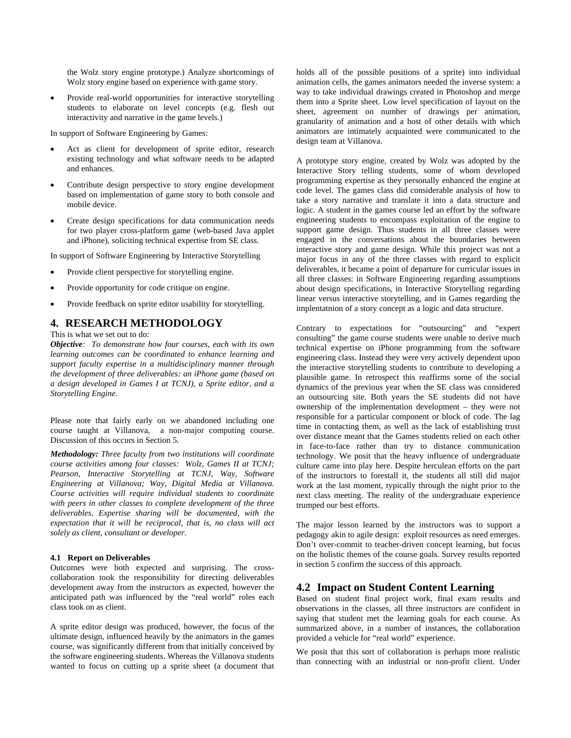the Wolz story engine prototype.) Analyze shortcomings of Wolz story engine based on experience with game story.

- Provide real-world opportunities for interactive storytelling students to elaborate on level concepts (e.g. flesh out interactivity and narrative in the game levels.)

In support of Software Engineering by Games:

- Act as client for development of sprite editor, research existing technology and what software needs to be adapted and enhances.
- Contribute design perspective to story engine development based on implementation of game story to both console and mobile device.
- Create design specifications for data communication needs for two player cross-platform game (web-based Java applet and iPhone), soliciting technical expertise from SE class.

In support of Software Engineering by Interactive Storytelling

- Provide client perspective for storytelling engine.
- Provide opportunity for code critique on engine.
- Provide feedback on sprite editor usability for storytelling.

## 4. RESEARCH METHODOLOGY

This is what we set out to do:

***Objective**: To demonstrate how four courses, each with its own learning outcomes can be coordinated to enhance learning and support faculty expertise in a multidisciplinary manner through the development of three deliverables: an iPhone game (based on a design developed in Games I at TCNJ), a Sprite editor, and a Storytelling Engine.*

Please note that fairly early on we abandoned including one course taught at Villanova, a non-major computing course. Discussion of this occurs in Section 5.

***Methodology:** Three faculty from two institutions will coordinate course activities among four classes: Wolz, Games II at TCNJ; Pearson, Interactive Storytelling at TCNJ, Way, Software Engineering at Villanova; Way, Digital Media at Villanova. Course activities will require individual students to coordinate with peers in other classes to complete development of the three deliverables. Expertise sharing will be documented, with the expectation that it will be reciprocal, that is, no class will act solely as client, consultant or developer.*

### 4.1 Report on Deliverables

Outcomes were both expected and surprising. The cross-collaboration took the responsibility for directing deliverables development away from the instructors as expected, however the anticipated path was influenced by the "real world" roles each class took on as client.

A sprite editor design was produced, however, the focus of the ultimate design, influenced heavily by the animators in the games course, was significantly different from that initially conceived by the software engineering students. Whereas the Villanova students wanted to focus on cutting up a sprite sheet (a document that holds all of the possible positions of a sprite) into individual animation cells, the games animators needed the inverse system: a way to take individual drawings created in Photoshop and merge them into a Sprite sheet. Low level specification of layout on the sheet, agreement on number of drawings per animation, granularity of animation and a host of other details with which animators are intimately acquainted were communicated to the design team at Villanova.

A prototype story engine, created by Wolz was adopted by the Interactive Story telling students, some of whom developed programming expertise as they personally enhanced the engine at code level. The games class did considerable analysis of how to take a story narrative and translate it into a data structure and logic. A student in the games course led an effort by the software engineering students to encompass exploitation of the engine to support game design. Thus students in all three classes were engaged in the conversations about the boundaries between interactive story and game design. While this project was not a major focus in any of the three classes with regard to explicit deliverables, it became a point of departure for curricular issues in all three classes: in Software Engineering regarding assumptions about design specifications, in Interactive Storytelling regarding linear versus interactive storytelling, and in Games regarding the implentatnion of a story concept as a logic and data structure.

Contrary to expectations for "outsourcing" and "expert consulting" the game course students were unable to derive much technical expertise on iPhone programming from the software engineering class. Instead they were very actively dependent upon the interactive storytelling students to contribute to developing a plausible game. In retrospect this reaffirms some of the social dynamics of the previous year when the SE class was considered an outsourcing site. Both years the SE students did not have ownership of the implementation development – they were not responsible for a particular component or block of code. The lag time in contacting them, as well as the lack of establishing trust over distance meant that the Games students relied on each other in face-to-face rather than try to distance communication technology. We posit that the heavy influence of undergraduate culture came into play here. Despite herculean efforts on the part of the instructors to forestall it, the students all still did major work at the last moment, typically through the night prior to the next class meeting. The reality of the undergraduate experience trumped our best efforts.

The major lesson learned by the instructors was to support a pedagogy akin to agile design: exploit resources as need emerges. Don't over-commit to teacher-driven concept learning, but focus on the holistic themes of the course goals. Survey results reported in section 5 confirm the success of this approach.

### 4.2 Impact on Student Content Learning

Based on student final project work, final exam results and observations in the classes, all three instructors are confident in saying that student met the learning goals for each course. As summarized above, in a number of instances, the collaboration provided a vehicle for "real world" experience.

We posit that this sort of collaboration is perhaps more realistic than connecting with an industrial or non-profit client. Under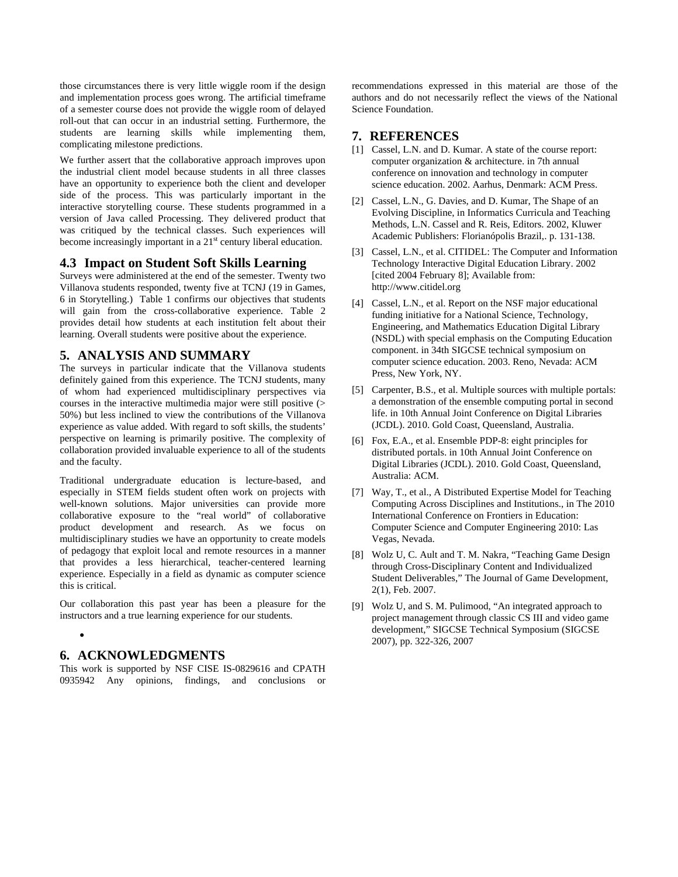those circumstances there is very little wiggle room if the design and implementation process goes wrong. The artificial timeframe of a semester course does not provide the wiggle room of delayed roll-out that can occur in an industrial setting. Furthermore, the students are learning skills while implementing them, complicating milestone predictions.

We further assert that the collaborative approach improves upon the industrial client model because students in all three classes have an opportunity to experience both the client and developer side of the process. This was particularly important in the interactive storytelling course. These students programmed in a version of Java called Processing. They delivered product that was critiqued by the technical classes. Such experiences will become increasingly important in a 21st century liberal education.

### 4.3 Impact on Student Soft Skills Learning

Surveys were administered at the end of the semester. Twenty two Villanova students responded, twenty five at TCNJ (19 in Games, 6 in Storytelling.) Table 1 confirms our objectives that students will gain from the cross-collaborative experience. Table 2 provides detail how students at each institution felt about their learning. Overall students were positive about the experience.

## 5. ANALYSIS AND SUMMARY

The surveys in particular indicate that the Villanova students definitely gained from this experience. The TCNJ students, many of whom had experienced multidisciplinary perspectives via courses in the interactive multimedia major were still positive (> 50%) but less inclined to view the contributions of the Villanova experience as value added. With regard to soft skills, the students' perspective on learning is primarily positive. The complexity of collaboration provided invaluable experience to all of the students and the faculty.

Traditional undergraduate education is lecture-based, and especially in STEM fields student often work on projects with well-known solutions. Major universities can provide more collaborative exposure to the "real world" of collaborative product development and research. As we focus on multidisciplinary studies we have an opportunity to create models of pedagogy that exploit local and remote resources in a manner that provides a less hierarchical, teacher-centered learning experience. Especially in a field as dynamic as computer science this is critical.

Our collaboration this past year has been a pleasure for the instructors and a true learning experience for our students.

- 

## 6. ACKNOWLEDGMENTS

This work is supported by NSF CISE IS-0829616 and CPATH 0935942 Any opinions, findings, and conclusions or recommendations expressed in this material are those of the authors and do not necessarily reflect the views of the National Science Foundation.

## 7. REFERENCES

[1] Cassel, L.N. and D. Kumar. A state of the course report: computer organization & architecture. in 7th annual conference on innovation and technology in computer science education. 2002. Aarhus, Denmark: ACM Press.

[2] Cassel, L.N., G. Davies, and D. Kumar, The Shape of an Evolving Discipline, in Informatics Curricula and Teaching Methods, L.N. Cassel and R. Reis, Editors. 2002, Kluwer Academic Publishers: Florianópolis Brazil,. p. 131-138.

[3] Cassel, L.N., et al. CITIDEL: The Computer and Information Technology Interactive Digital Education Library. 2002 [cited 2004 February 8]; Available from: http://www.citidel.org

[4] Cassel, L.N., et al. Report on the NSF major educational funding initiative for a National Science, Technology, Engineering, and Mathematics Education Digital Library (NSDL) with special emphasis on the Computing Education component. in 34th SIGCSE technical symposium on computer science education. 2003. Reno, Nevada: ACM Press, New York, NY.

[5] Carpenter, B.S., et al. Multiple sources with multiple portals: a demonstration of the ensemble computing portal in second life. in 10th Annual Joint Conference on Digital Libraries (JCDL). 2010. Gold Coast, Queensland, Australia.

[6] Fox, E.A., et al. Ensemble PDP-8: eight principles for distributed portals. in 10th Annual Joint Conference on Digital Libraries (JCDL). 2010. Gold Coast, Queensland, Australia: ACM.

[7] Way, T., et al., A Distributed Expertise Model for Teaching Computing Across Disciplines and Institutions., in The 2010 International Conference on Frontiers in Education: Computer Science and Computer Engineering 2010: Las Vegas, Nevada.

[8] Wolz U, C. Ault and T. M. Nakra, "Teaching Game Design through Cross-Disciplinary Content and Individualized Student Deliverables," The Journal of Game Development, 2(1), Feb. 2007.

[9] Wolz U, and S. M. Pulimood, "An integrated approach to project management through classic CS III and video game development," SIGCSE Technical Symposium (SIGCSE 2007), pp. 322-326, 2007